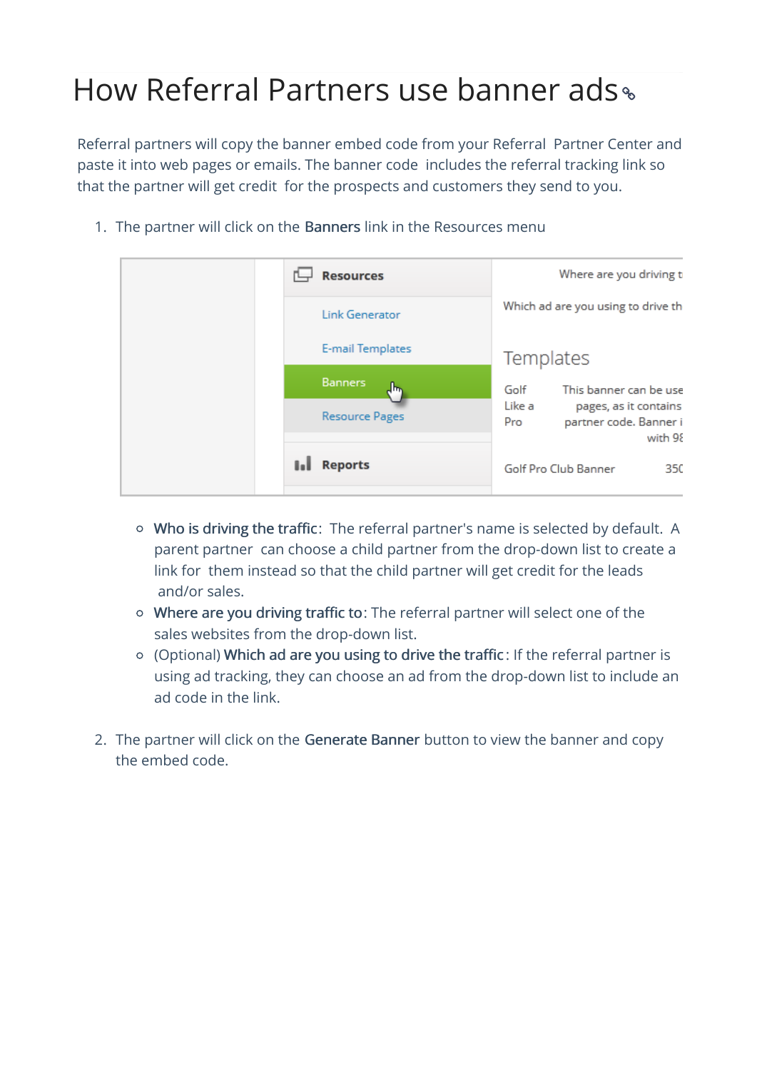# How Referral Partners use banner ads

Referral partners will copy the banner embed code from your Referral Partner Center and paste it into web pages or emails. The banner code includes the referral tracking link so that the partner will get credit for the prospects and customers they send to you.

1. The partner will click on the **Banners** link in the Resources menu

   - **Who is driving the traffic**: The referral partner's name is selected by default. A parent partner can choose a child partner from the drop-down list to create a link for them instead so that the child partner will get credit for the leads and/or sales.
   - **Where are you driving traffic to**: The referral partner will select one of the sales websites from the drop-down list.
   - (Optional) **Which ad are you using to drive the traffic**: If the referral partner is using ad tracking, they can choose an ad from the drop-down list to include an ad code in the link.

2. The partner will click on the **Generate Banner** button to view the banner and copy the embed code.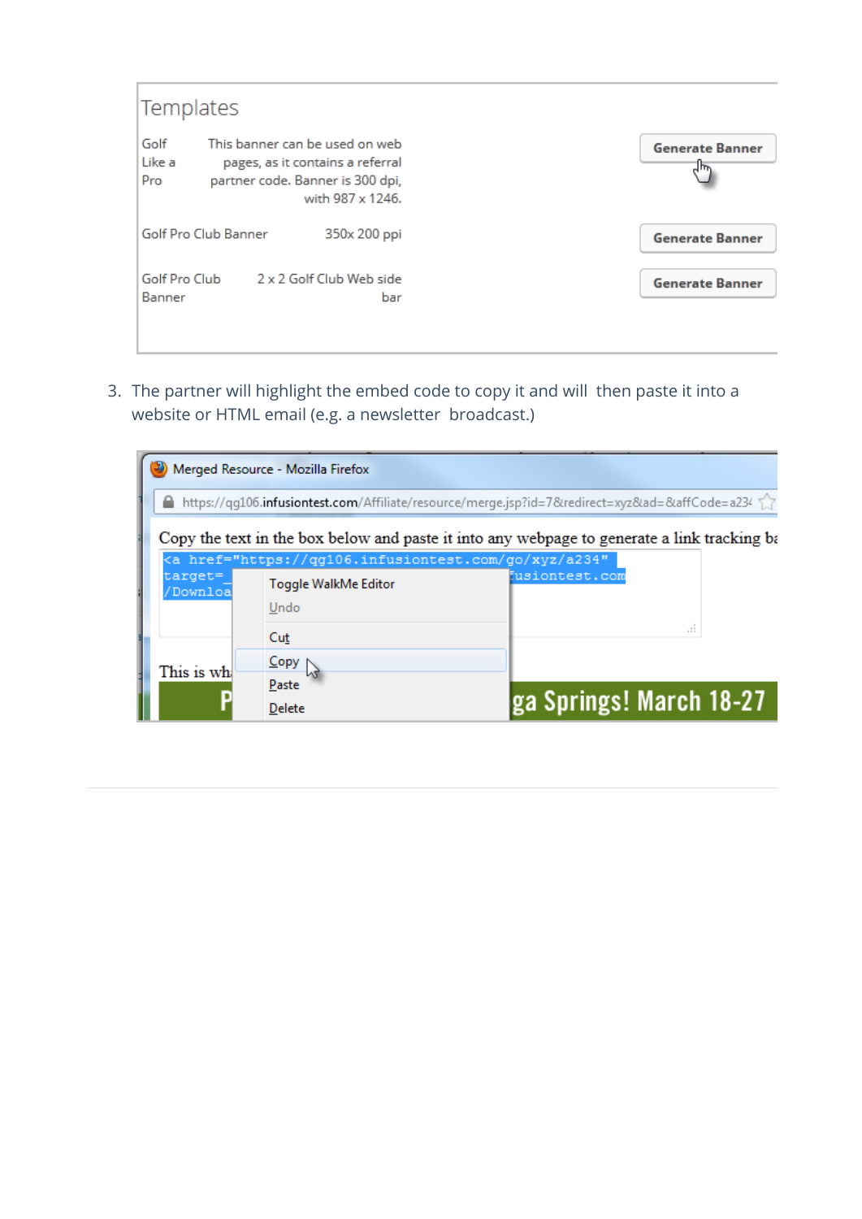Templates

| | | |
|---|---|---|
| Golf Like a Pro | This banner can be used on web pages, as it contains a referral partner code. Banner is 300 dpi, with 987 x 1246. | Generate Banner |
| Golf Pro Club Banner | 350x 200 ppi | Generate Banner |
| Golf Pro Club Banner | 2 x 2 Golf Club Web side bar | Generate Banner |

3. The partner will highlight the embed code to copy it and will then paste it into a website or HTML email (e.g. a newsletter broadcast.)

Merged Resource - Mozilla Firefox

https://qg106.infusiontest.com/Affiliate/resource/merge.jsp?id=7&redirect=xyz&ad=&affCode=a234

Copy the text in the box below and paste it into any webpage to generate a link tracking ba

```
<a href="https://qg106.infusiontest.com/go/xyz/a234"
target=_ ... fusiontest.com
/Downloa
```

Toggle WalkMe Editor
Undo
Cut
Copy
Paste
Delete

This is wh

P ... ga Springs! March 18-27